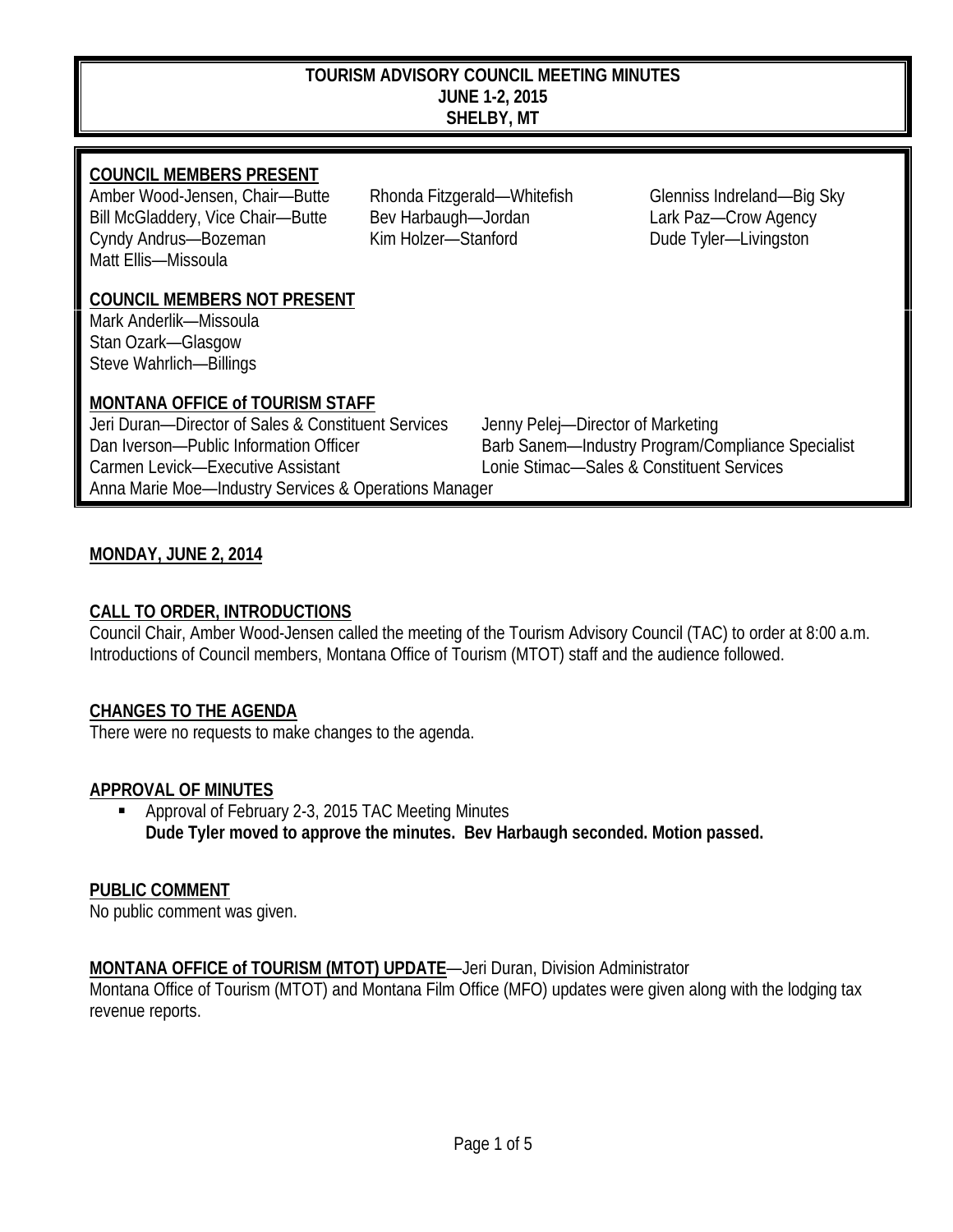# TOURISM ADVISORY COUNCIL MEETING MINUTES
## JUNE 1-2, 2015
## SHELBY, MT

**COUNCIL MEMBERS PRESENT**

Amber Wood-Jensen, Chair—Butte
Bill McGladdery, Vice Chair—Butte
Cyndy Andrus—Bozeman
Matt Ellis—Missoula
Rhonda Fitzgerald—Whitefish
Bev Harbaugh—Jordan
Kim Holzer—Stanford
Glenniss Indreland—Big Sky
Lark Paz—Crow Agency
Dude Tyler—Livingston

**COUNCIL MEMBERS NOT PRESENT**

Mark Anderlik—Missoula
Stan Ozark—Glasgow
Steve Wahrlich—Billings

**MONTANA OFFICE of TOURISM STAFF**

Jeri Duran—Director of Sales & Constituent Services
Dan Iverson—Public Information Officer
Carmen Levick—Executive Assistant
Anna Marie Moe—Industry Services & Operations Manager
Jenny Pelej—Director of Marketing
Barb Sanem—Industry Program/Compliance Specialist
Lonie Stimac—Sales & Constituent Services

**MONDAY, JUNE 2, 2014**

**CALL TO ORDER, INTRODUCTIONS**

Council Chair, Amber Wood-Jensen called the meeting of the Tourism Advisory Council (TAC) to order at 8:00 a.m. Introductions of Council members, Montana Office of Tourism (MTOT) staff and the audience followed.

**CHANGES TO THE AGENDA**

There were no requests to make changes to the agenda.

**APPROVAL OF MINUTES**

- Approval of February 2-3, 2015 TAC Meeting Minutes
  **Dude Tyler moved to approve the minutes. Bev Harbaugh seconded. Motion passed.**

**PUBLIC COMMENT**

No public comment was given.

**MONTANA OFFICE of TOURISM (MTOT) UPDATE**—Jeri Duran, Division Administrator

Montana Office of Tourism (MTOT) and Montana Film Office (MFO) updates were given along with the lodging tax revenue reports.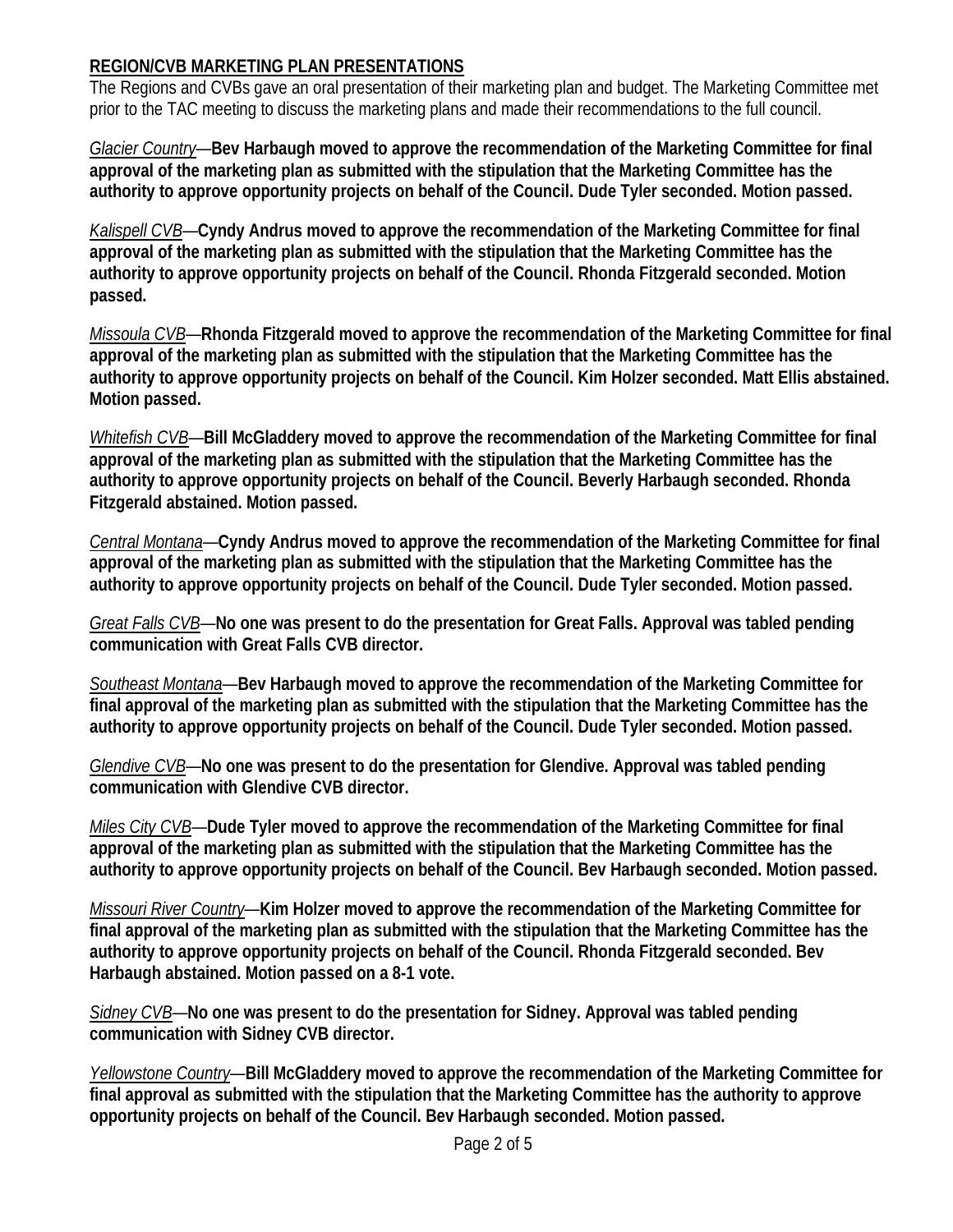## REGION/CVB MARKETING PLAN PRESENTATIONS

The Regions and CVBs gave an oral presentation of their marketing plan and budget. The Marketing Committee met prior to the TAC meeting to discuss the marketing plans and made their recommendations to the full council.

*Glacier Country*—**Bev Harbaugh moved to approve the recommendation of the Marketing Committee for final approval of the marketing plan as submitted with the stipulation that the Marketing Committee has the authority to approve opportunity projects on behalf of the Council. Dude Tyler seconded. Motion passed.**

*Kalispell CVB*—**Cyndy Andrus moved to approve the recommendation of the Marketing Committee for final approval of the marketing plan as submitted with the stipulation that the Marketing Committee has the authority to approve opportunity projects on behalf of the Council. Rhonda Fitzgerald seconded. Motion passed.**

*Missoula CVB*—**Rhonda Fitzgerald moved to approve the recommendation of the Marketing Committee for final approval of the marketing plan as submitted with the stipulation that the Marketing Committee has the authority to approve opportunity projects on behalf of the Council. Kim Holzer seconded. Matt Ellis abstained. Motion passed.**

*Whitefish CVB*—**Bill McGladdery moved to approve the recommendation of the Marketing Committee for final approval of the marketing plan as submitted with the stipulation that the Marketing Committee has the authority to approve opportunity projects on behalf of the Council. Beverly Harbaugh seconded. Rhonda Fitzgerald abstained. Motion passed.**

*Central Montana*—**Cyndy Andrus moved to approve the recommendation of the Marketing Committee for final approval of the marketing plan as submitted with the stipulation that the Marketing Committee has the authority to approve opportunity projects on behalf of the Council. Dude Tyler seconded. Motion passed.**

*Great Falls CVB*—**No one was present to do the presentation for Great Falls. Approval was tabled pending communication with Great Falls CVB director.**

*Southeast Montana*—**Bev Harbaugh moved to approve the recommendation of the Marketing Committee for final approval of the marketing plan as submitted with the stipulation that the Marketing Committee has the authority to approve opportunity projects on behalf of the Council. Dude Tyler seconded. Motion passed.**

*Glendive CVB*—**No one was present to do the presentation for Glendive. Approval was tabled pending communication with Glendive CVB director.**

*Miles City CVB*—**Dude Tyler moved to approve the recommendation of the Marketing Committee for final approval of the marketing plan as submitted with the stipulation that the Marketing Committee has the authority to approve opportunity projects on behalf of the Council. Bev Harbaugh seconded. Motion passed.**

*Missouri River Country*—**Kim Holzer moved to approve the recommendation of the Marketing Committee for final approval of the marketing plan as submitted with the stipulation that the Marketing Committee has the authority to approve opportunity projects on behalf of the Council. Rhonda Fitzgerald seconded. Bev Harbaugh abstained. Motion passed on a 8-1 vote.**

*Sidney CVB*—**No one was present to do the presentation for Sidney. Approval was tabled pending communication with Sidney CVB director.**

*Yellowstone Country*—**Bill McGladdery moved to approve the recommendation of the Marketing Committee for final approval as submitted with the stipulation that the Marketing Committee has the authority to approve opportunity projects on behalf of the Council. Bev Harbaugh seconded. Motion passed.**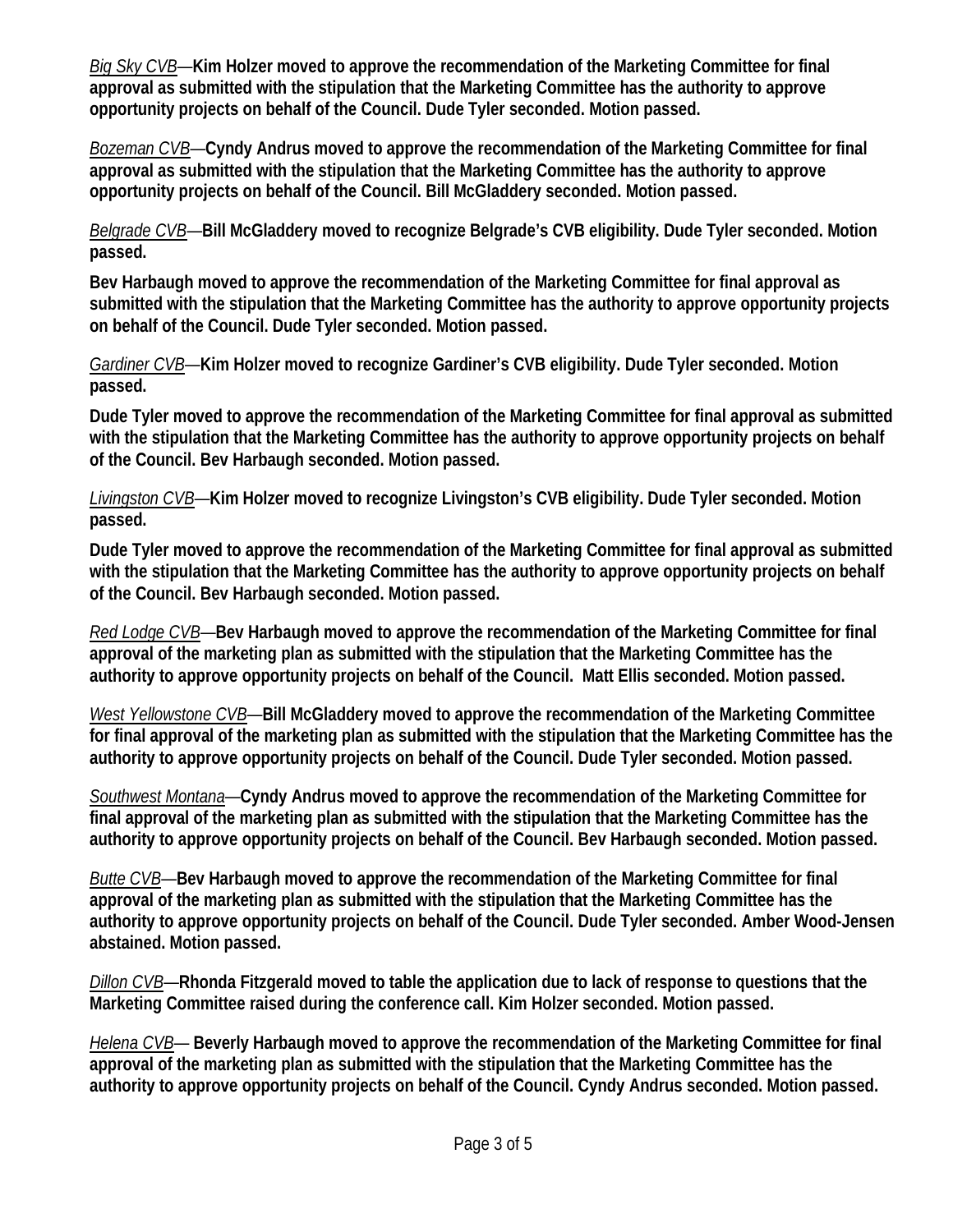_Big Sky CVB_—**Kim Holzer moved to approve the recommendation of the Marketing Committee for final approval as submitted with the stipulation that the Marketing Committee has the authority to approve opportunity projects on behalf of the Council. Dude Tyler seconded. Motion passed.**

_Bozeman CVB_—**Cyndy Andrus moved to approve the recommendation of the Marketing Committee for final approval as submitted with the stipulation that the Marketing Committee has the authority to approve opportunity projects on behalf of the Council. Bill McGladdery seconded. Motion passed.**

_Belgrade CVB_—**Bill McGladdery moved to recognize Belgrade's CVB eligibility. Dude Tyler seconded. Motion passed.**

**Bev Harbaugh moved to approve the recommendation of the Marketing Committee for final approval as submitted with the stipulation that the Marketing Committee has the authority to approve opportunity projects on behalf of the Council. Dude Tyler seconded. Motion passed.**

_Gardiner CVB_—**Kim Holzer moved to recognize Gardiner's CVB eligibility. Dude Tyler seconded. Motion passed.**

**Dude Tyler moved to approve the recommendation of the Marketing Committee for final approval as submitted with the stipulation that the Marketing Committee has the authority to approve opportunity projects on behalf of the Council. Bev Harbaugh seconded. Motion passed.**

_Livingston CVB_—**Kim Holzer moved to recognize Livingston's CVB eligibility. Dude Tyler seconded. Motion passed.**

**Dude Tyler moved to approve the recommendation of the Marketing Committee for final approval as submitted with the stipulation that the Marketing Committee has the authority to approve opportunity projects on behalf of the Council. Bev Harbaugh seconded. Motion passed.**

_Red Lodge CVB_—**Bev Harbaugh moved to approve the recommendation of the Marketing Committee for final approval of the marketing plan as submitted with the stipulation that the Marketing Committee has the authority to approve opportunity projects on behalf of the Council. Matt Ellis seconded. Motion passed.**

_West Yellowstone CVB_—**Bill McGladdery moved to approve the recommendation of the Marketing Committee for final approval of the marketing plan as submitted with the stipulation that the Marketing Committee has the authority to approve opportunity projects on behalf of the Council. Dude Tyler seconded. Motion passed.**

_Southwest Montana_—**Cyndy Andrus moved to approve the recommendation of the Marketing Committee for final approval of the marketing plan as submitted with the stipulation that the Marketing Committee has the authority to approve opportunity projects on behalf of the Council. Bev Harbaugh seconded. Motion passed.**

_Butte CVB_—**Bev Harbaugh moved to approve the recommendation of the Marketing Committee for final approval of the marketing plan as submitted with the stipulation that the Marketing Committee has the authority to approve opportunity projects on behalf of the Council. Dude Tyler seconded. Amber Wood-Jensen abstained. Motion passed.**

_Dillon CVB_—**Rhonda Fitzgerald moved to table the application due to lack of response to questions that the Marketing Committee raised during the conference call. Kim Holzer seconded. Motion passed.**

_Helena CVB_— **Beverly Harbaugh moved to approve the recommendation of the Marketing Committee for final approval of the marketing plan as submitted with the stipulation that the Marketing Committee has the authority to approve opportunity projects on behalf of the Council. Cyndy Andrus seconded. Motion passed.**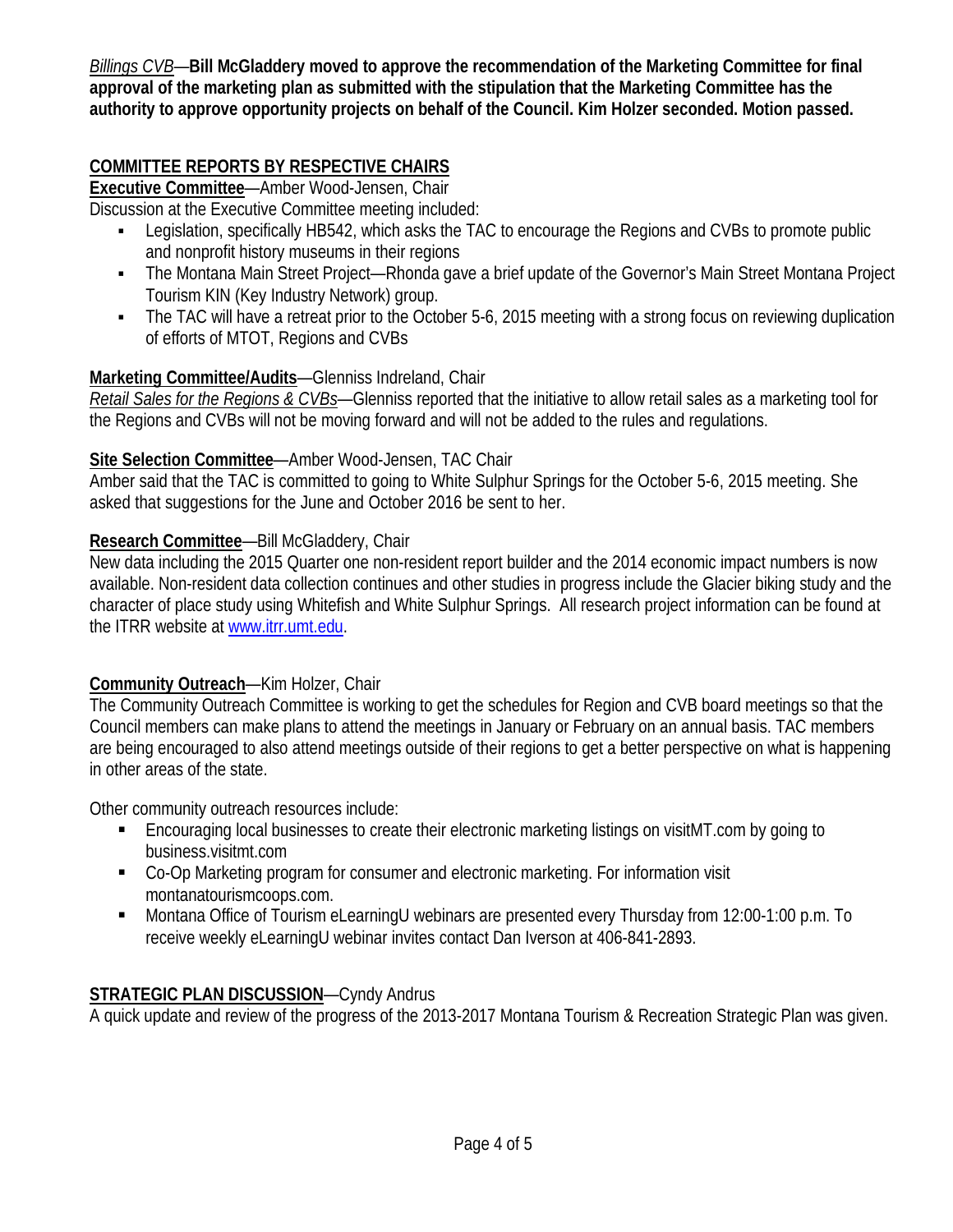*Billings CVB*—**Bill McGladdery moved to approve the recommendation of the Marketing Committee for final approval of the marketing plan as submitted with the stipulation that the Marketing Committee has the authority to approve opportunity projects on behalf of the Council. Kim Holzer seconded. Motion passed.**

## COMMITTEE REPORTS BY RESPECTIVE CHAIRS

**Executive Committee**—Amber Wood-Jensen, Chair

Discussion at the Executive Committee meeting included:

- Legislation, specifically HB542, which asks the TAC to encourage the Regions and CVBs to promote public and nonprofit history museums in their regions
- The Montana Main Street Project—Rhonda gave a brief update of the Governor's Main Street Montana Project Tourism KIN (Key Industry Network) group.
- The TAC will have a retreat prior to the October 5-6, 2015 meeting with a strong focus on reviewing duplication of efforts of MTOT, Regions and CVBs

**Marketing Committee/Audits**—Glenniss Indreland, Chair

*Retail Sales for the Regions & CVBs*—Glenniss reported that the initiative to allow retail sales as a marketing tool for the Regions and CVBs will not be moving forward and will not be added to the rules and regulations.

**Site Selection Committee**—Amber Wood-Jensen, TAC Chair

Amber said that the TAC is committed to going to White Sulphur Springs for the October 5-6, 2015 meeting. She asked that suggestions for the June and October 2016 be sent to her.

**Research Committee**—Bill McGladdery, Chair

New data including the 2015 Quarter one non-resident report builder and the 2014 economic impact numbers is now available. Non-resident data collection continues and other studies in progress include the Glacier biking study and the character of place study using Whitefish and White Sulphur Springs. All research project information can be found at the ITRR website at www.itrr.umt.edu.

**Community Outreach**—Kim Holzer, Chair

The Community Outreach Committee is working to get the schedules for Region and CVB board meetings so that the Council members can make plans to attend the meetings in January or February on an annual basis. TAC members are being encouraged to also attend meetings outside of their regions to get a better perspective on what is happening in other areas of the state.

Other community outreach resources include:

- Encouraging local businesses to create their electronic marketing listings on visitMT.com by going to business.visitmt.com
- Co-Op Marketing program for consumer and electronic marketing. For information visit montanatourismcoops.com.
- Montana Office of Tourism eLearningU webinars are presented every Thursday from 12:00-1:00 p.m. To receive weekly eLearningU webinar invites contact Dan Iverson at 406-841-2893.

## STRATEGIC PLAN DISCUSSION—Cyndy Andrus

A quick update and review of the progress of the 2013-2017 Montana Tourism & Recreation Strategic Plan was given.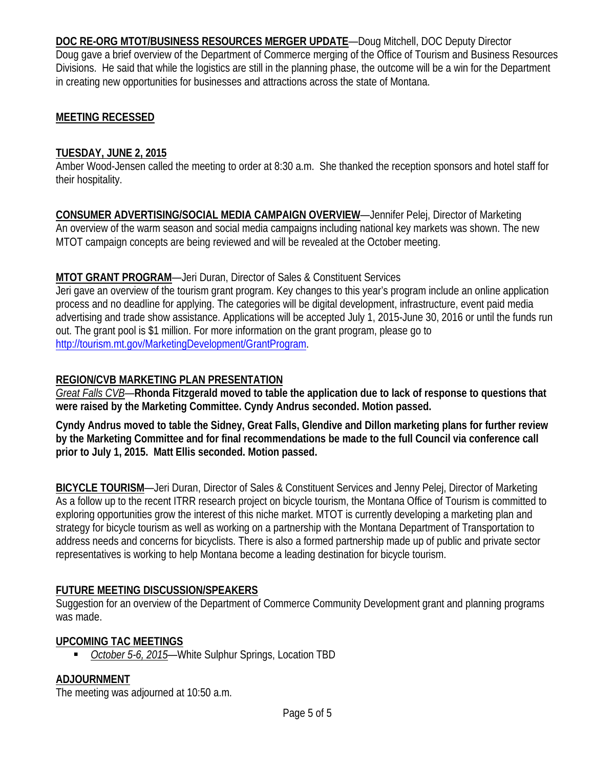**DOC RE-ORG MTOT/BUSINESS RESOURCES MERGER UPDATE**—Doug Mitchell, DOC Deputy Director
Doug gave a brief overview of the Department of Commerce merging of the Office of Tourism and Business Resources Divisions. He said that while the logistics are still in the planning phase, the outcome will be a win for the Department in creating new opportunities for businesses and attractions across the state of Montana.

**MEETING RECESSED**

**TUESDAY, JUNE 2, 2015**
Amber Wood-Jensen called the meeting to order at 8:30 a.m. She thanked the reception sponsors and hotel staff for their hospitality.

**CONSUMER ADVERTISING/SOCIAL MEDIA CAMPAIGN OVERVIEW**—Jennifer Pelej, Director of Marketing
An overview of the warm season and social media campaigns including national key markets was shown. The new MTOT campaign concepts are being reviewed and will be revealed at the October meeting.

**MTOT GRANT PROGRAM**—Jeri Duran, Director of Sales & Constituent Services
Jeri gave an overview of the tourism grant program. Key changes to this year's program include an online application process and no deadline for applying. The categories will be digital development, infrastructure, event paid media advertising and trade show assistance. Applications will be accepted July 1, 2015-June 30, 2016 or until the funds run out. The grant pool is $1 million. For more information on the grant program, please go to http://tourism.mt.gov/MarketingDevelopment/GrantProgram.

**REGION/CVB MARKETING PLAN PRESENTATION**
*Great Falls CVB*—**Rhonda Fitzgerald moved to table the application due to lack of response to questions that were raised by the Marketing Committee. Cyndy Andrus seconded. Motion passed.**

**Cyndy Andrus moved to table the Sidney, Great Falls, Glendive and Dillon marketing plans for further review by the Marketing Committee and for final recommendations be made to the full Council via conference call prior to July 1, 2015. Matt Ellis seconded. Motion passed.**

**BICYCLE TOURISM**—Jeri Duran, Director of Sales & Constituent Services and Jenny Pelej, Director of Marketing
As a follow up to the recent ITRR research project on bicycle tourism, the Montana Office of Tourism is committed to exploring opportunities grow the interest of this niche market. MTOT is currently developing a marketing plan and strategy for bicycle tourism as well as working on a partnership with the Montana Department of Transportation to address needs and concerns for bicyclists. There is also a formed partnership made up of public and private sector representatives is working to help Montana become a leading destination for bicycle tourism.

**FUTURE MEETING DISCUSSION/SPEAKERS**
Suggestion for an overview of the Department of Commerce Community Development grant and planning programs was made.

**UPCOMING TAC MEETINGS**
- *October 5-6, 2015*—White Sulphur Springs, Location TBD

**ADJOURNMENT**
The meeting was adjourned at 10:50 a.m.